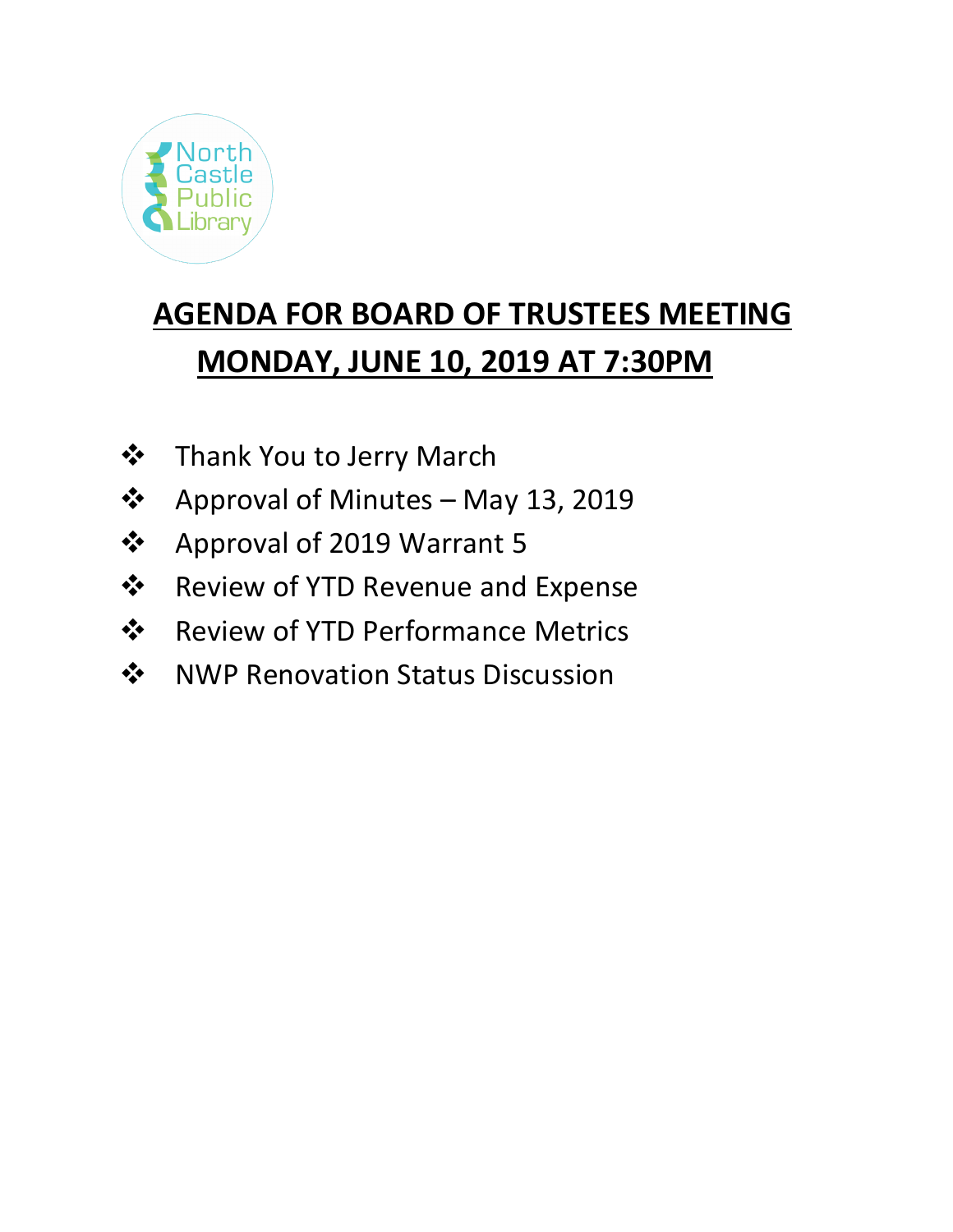North Castle Public Library

# AGENDA FOR BOARD OF TRUSTEES MEETING
# MONDAY, JUNE 10, 2019 AT 7:30PM

- Thank You to Jerry March
- Approval of Minutes – May 13, 2019
- Approval of 2019 Warrant 5
- Review of YTD Revenue and Expense
- Review of YTD Performance Metrics
- NWP Renovation Status Discussion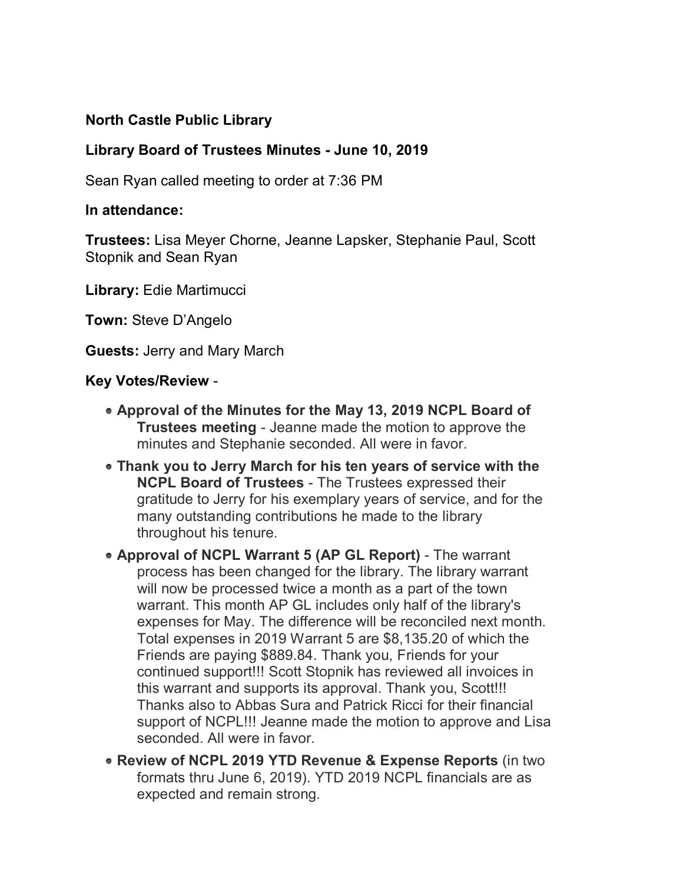**North Castle Public Library**

**Library Board of Trustees Minutes - June 10, 2019**

Sean Ryan called meeting to order at 7:36 PM

**In attendance:**

**Trustees:** Lisa Meyer Chorne, Jeanne Lapsker, Stephanie Paul, Scott Stopnik and Sean Ryan

**Library:** Edie Martimucci

**Town:** Steve D'Angelo

**Guests:** Jerry and Mary March

**Key Votes/Review** -

- **Approval of the Minutes for the May 13, 2019 NCPL Board of Trustees meeting** - Jeanne made the motion to approve the minutes and Stephanie seconded. All were in favor.
- **Thank you to Jerry March for his ten years of service with the NCPL Board of Trustees** - The Trustees expressed their gratitude to Jerry for his exemplary years of service, and for the many outstanding contributions he made to the library throughout his tenure.
- **Approval of NCPL Warrant 5 (AP GL Report)** - The warrant process has been changed for the library. The library warrant will now be processed twice a month as a part of the town warrant. This month AP GL includes only half of the library's expenses for May. The difference will be reconciled next month. Total expenses in 2019 Warrant 5 are $8,135.20 of which the Friends are paying $889.84. Thank you, Friends for your continued support!!! Scott Stopnik has reviewed all invoices in this warrant and supports its approval. Thank you, Scott!!! Thanks also to Abbas Sura and Patrick Ricci for their financial support of NCPL!!! Jeanne made the motion to approve and Lisa seconded. All were in favor.
- **Review of NCPL 2019 YTD Revenue & Expense Reports** (in two formats thru June 6, 2019). YTD 2019 NCPL financials are as expected and remain strong.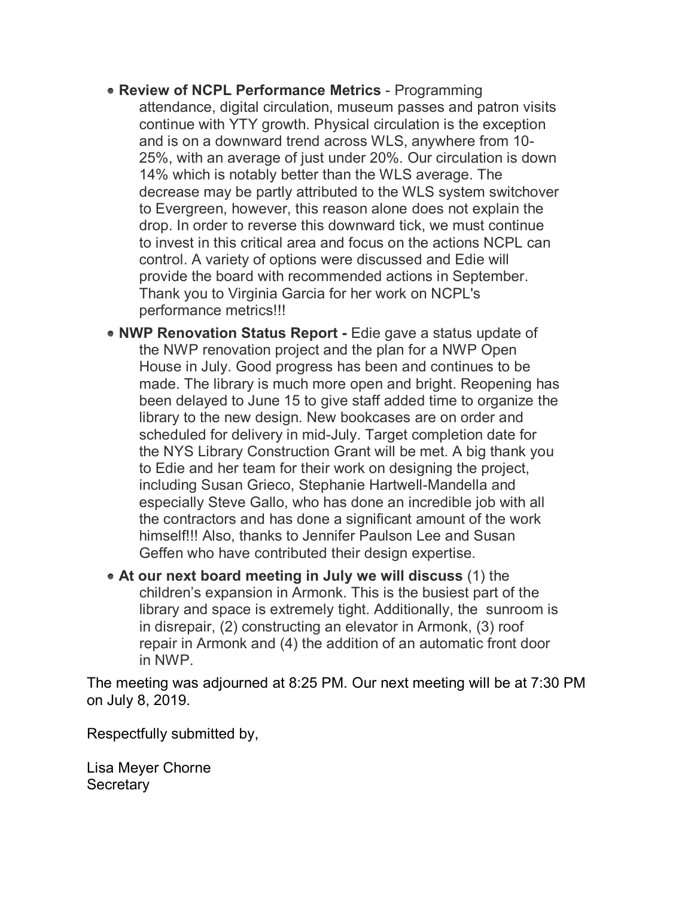- **Review of NCPL Performance Metrics** - Programming attendance, digital circulation, museum passes and patron visits continue with YTY growth. Physical circulation is the exception and is on a downward trend across WLS, anywhere from 10-25%, with an average of just under 20%. Our circulation is down 14% which is notably better than the WLS average. The decrease may be partly attributed to the WLS system switchover to Evergreen, however, this reason alone does not explain the drop. In order to reverse this downward tick, we must continue to invest in this critical area and focus on the actions NCPL can control. A variety of options were discussed and Edie will provide the board with recommended actions in September. Thank you to Virginia Garcia for her work on NCPL's performance metrics!!!
- **NWP Renovation Status Report -** Edie gave a status update of the NWP renovation project and the plan for a NWP Open House in July. Good progress has been and continues to be made. The library is much more open and bright. Reopening has been delayed to June 15 to give staff added time to organize the library to the new design. New bookcases are on order and scheduled for delivery in mid-July. Target completion date for the NYS Library Construction Grant will be met. A big thank you to Edie and her team for their work on designing the project, including Susan Grieco, Stephanie Hartwell-Mandella and especially Steve Gallo, who has done an incredible job with all the contractors and has done a significant amount of the work himself!!! Also, thanks to Jennifer Paulson Lee and Susan Geffen who have contributed their design expertise.
- **At our next board meeting in July we will discuss** (1) the children's expansion in Armonk. This is the busiest part of the library and space is extremely tight. Additionally, the sunroom is in disrepair, (2) constructing an elevator in Armonk, (3) roof repair in Armonk and (4) the addition of an automatic front door in NWP.

The meeting was adjourned at 8:25 PM. Our next meeting will be at 7:30 PM on July 8, 2019.

Respectfully submitted by,

Lisa Meyer Chorne
Secretary